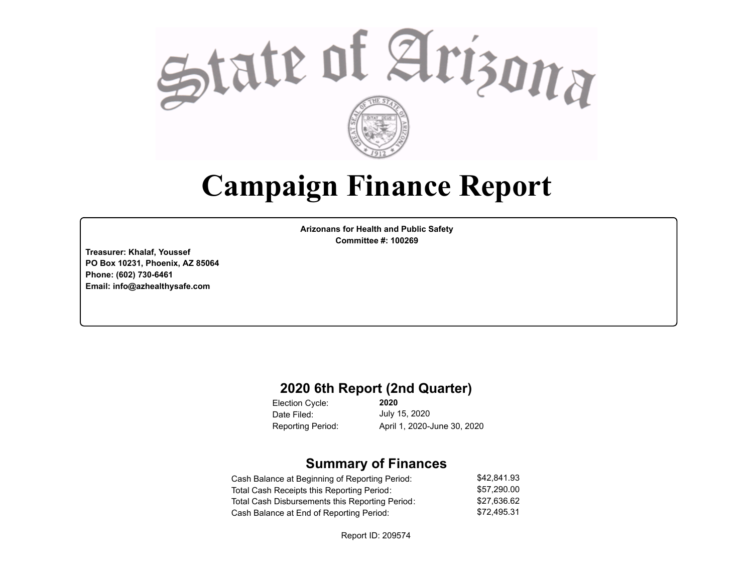# State of Arizona

# Campaign Finance Report

**Arizonans for Health and Public Safety**
**Committee #: 100269**

**Treasurer: Khalaf, Youssef**
**PO Box 10231, Phoenix, AZ 85064**
**Phone: (602) 730-6461**
**Email: info@azhealthysafe.com**

## 2020 6th Report (2nd Quarter)

| | |
|---|---|
| Election Cycle: | **2020** |
| Date Filed: | July 15, 2020 |
| Reporting Period: | April 1, 2020-June 30, 2020 |

## Summary of Finances

| | |
|---|---|
| Cash Balance at Beginning of Reporting Period: | $42,841.93 |
| Total Cash Receipts this Reporting Period: | $57,290.00 |
| Total Cash Disbursements this Reporting Period: | $27,636.62 |
| Cash Balance at End of Reporting Period: | $72,495.31 |

Report ID: 209574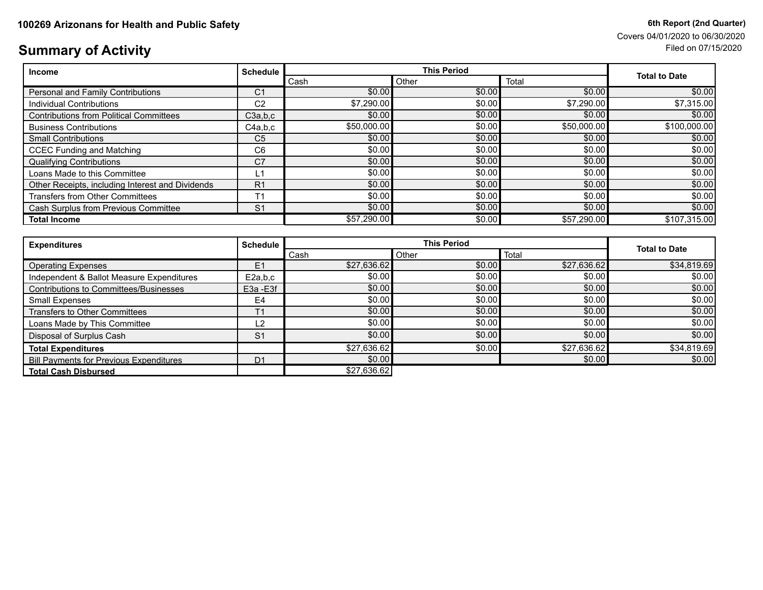**100269 Arizonans for Health and Public Safety**

**6th Report (2nd Quarter)**
Covers 04/01/2020 to 06/30/2020
Filed on 07/15/2020

# Summary of Activity

| Income | Schedule | This Period | | | Total to Date |
|---|---|---|---|---|---|
| | | Cash | Other | Total | |
| Personal and Family Contributions | C1 | $0.00 | $0.00 | $0.00 | $0.00 |
| Individual Contributions | C2 | $7,290.00 | $0.00 | $7,290.00 | $7,315.00 |
| Contributions from Political Committees | C3a,b,c | $0.00 | $0.00 | $0.00 | $0.00 |
| Business Contributions | C4a,b,c | $50,000.00 | $0.00 | $50,000.00 | $100,000.00 |
| Small Contributions | C5 | $0.00 | $0.00 | $0.00 | $0.00 |
| CCEC Funding and Matching | C6 | $0.00 | $0.00 | $0.00 | $0.00 |
| Qualifying Contributions | C7 | $0.00 | $0.00 | $0.00 | $0.00 |
| Loans Made to this Committee | L1 | $0.00 | $0.00 | $0.00 | $0.00 |
| Other Receipts, including Interest and Dividends | R1 | $0.00 | $0.00 | $0.00 | $0.00 |
| Transfers from Other Committees | T1 | $0.00 | $0.00 | $0.00 | $0.00 |
| Cash Surplus from Previous Committee | S1 | $0.00 | $0.00 | $0.00 | $0.00 |
| **Total Income** | | $57,290.00 | $0.00 | $57,290.00 | $107,315.00 |

| Expenditures | Schedule | This Period | | | Total to Date |
|---|---|---|---|---|---|
| | | Cash | Other | Total | |
| Operating Expenses | E1 | $27,636.62 | $0.00 | $27,636.62 | $34,819.69 |
| Independent & Ballot Measure Expenditures | E2a,b,c | $0.00 | $0.00 | $0.00 | $0.00 |
| Contributions to Committees/Businesses | E3a -E3f | $0.00 | $0.00 | $0.00 | $0.00 |
| Small Expenses | E4 | $0.00 | $0.00 | $0.00 | $0.00 |
| Transfers to Other Committees | T1 | $0.00 | $0.00 | $0.00 | $0.00 |
| Loans Made by This Committee | L2 | $0.00 | $0.00 | $0.00 | $0.00 |
| Disposal of Surplus Cash | S1 | $0.00 | $0.00 | $0.00 | $0.00 |
| **Total Expenditures** | | $27,636.62 | $0.00 | $27,636.62 | $34,819.69 |
| Bill Payments for Previous Expenditures | D1 | $0.00 | | $0.00 | $0.00 |
| **Total Cash Disbursed** | | $27,636.62 | | | |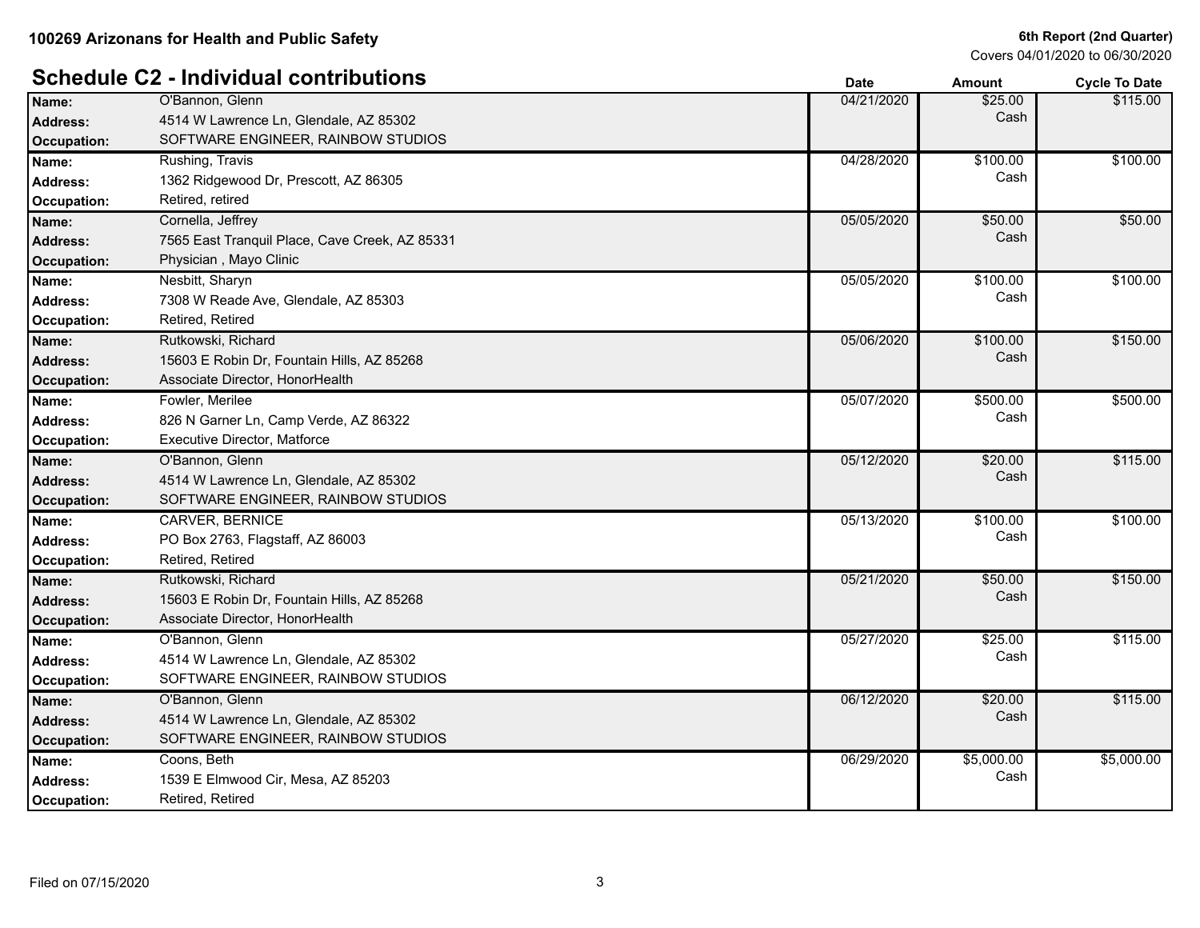**100269 Arizonans for Health and Public Safety**

**6th Report (2nd Quarter)**
Covers 04/01/2020 to 06/30/2020

## Schedule C2 - Individual contributions

| | | Date | Amount | Cycle To Date |
|---|---|---|---|---|
| **Name:** | O'Bannon, Glenn | 04/21/2020 | $25.00 Cash | $115.00 |
| **Address:** | 4514 W Lawrence Ln, Glendale, AZ 85302 | | | |
| **Occupation:** | SOFTWARE ENGINEER, RAINBOW STUDIOS | | | |
| **Name:** | Rushing, Travis | 04/28/2020 | $100.00 Cash | $100.00 |
| **Address:** | 1362 Ridgewood Dr, Prescott, AZ 86305 | | | |
| **Occupation:** | Retired, retired | | | |
| **Name:** | Cornella, Jeffrey | 05/05/2020 | $50.00 Cash | $50.00 |
| **Address:** | 7565 East Tranquil Place, Cave Creek, AZ 85331 | | | |
| **Occupation:** | Physician , Mayo Clinic | | | |
| **Name:** | Nesbitt, Sharyn | 05/05/2020 | $100.00 Cash | $100.00 |
| **Address:** | 7308 W Reade Ave, Glendale, AZ 85303 | | | |
| **Occupation:** | Retired, Retired | | | |
| **Name:** | Rutkowski, Richard | 05/06/2020 | $100.00 Cash | $150.00 |
| **Address:** | 15603 E Robin Dr, Fountain Hills, AZ 85268 | | | |
| **Occupation:** | Associate Director, HonorHealth | | | |
| **Name:** | Fowler, Merilee | 05/07/2020 | $500.00 Cash | $500.00 |
| **Address:** | 826 N Garner Ln, Camp Verde, AZ 86322 | | | |
| **Occupation:** | Executive Director, Matforce | | | |
| **Name:** | O'Bannon, Glenn | 05/12/2020 | $20.00 Cash | $115.00 |
| **Address:** | 4514 W Lawrence Ln, Glendale, AZ 85302 | | | |
| **Occupation:** | SOFTWARE ENGINEER, RAINBOW STUDIOS | | | |
| **Name:** | CARVER, BERNICE | 05/13/2020 | $100.00 Cash | $100.00 |
| **Address:** | PO Box 2763, Flagstaff, AZ 86003 | | | |
| **Occupation:** | Retired, Retired | | | |
| **Name:** | Rutkowski, Richard | 05/21/2020 | $50.00 Cash | $150.00 |
| **Address:** | 15603 E Robin Dr, Fountain Hills, AZ 85268 | | | |
| **Occupation:** | Associate Director, HonorHealth | | | |
| **Name:** | O'Bannon, Glenn | 05/27/2020 | $25.00 Cash | $115.00 |
| **Address:** | 4514 W Lawrence Ln, Glendale, AZ 85302 | | | |
| **Occupation:** | SOFTWARE ENGINEER, RAINBOW STUDIOS | | | |
| **Name:** | O'Bannon, Glenn | 06/12/2020 | $20.00 Cash | $115.00 |
| **Address:** | 4514 W Lawrence Ln, Glendale, AZ 85302 | | | |
| **Occupation:** | SOFTWARE ENGINEER, RAINBOW STUDIOS | | | |
| **Name:** | Coons, Beth | 06/29/2020 | $5,000.00 Cash | $5,000.00 |
| **Address:** | 1539 E Elmwood Cir, Mesa, AZ 85203 | | | |
| **Occupation:** | Retired, Retired | | | |

Filed on 07/15/2020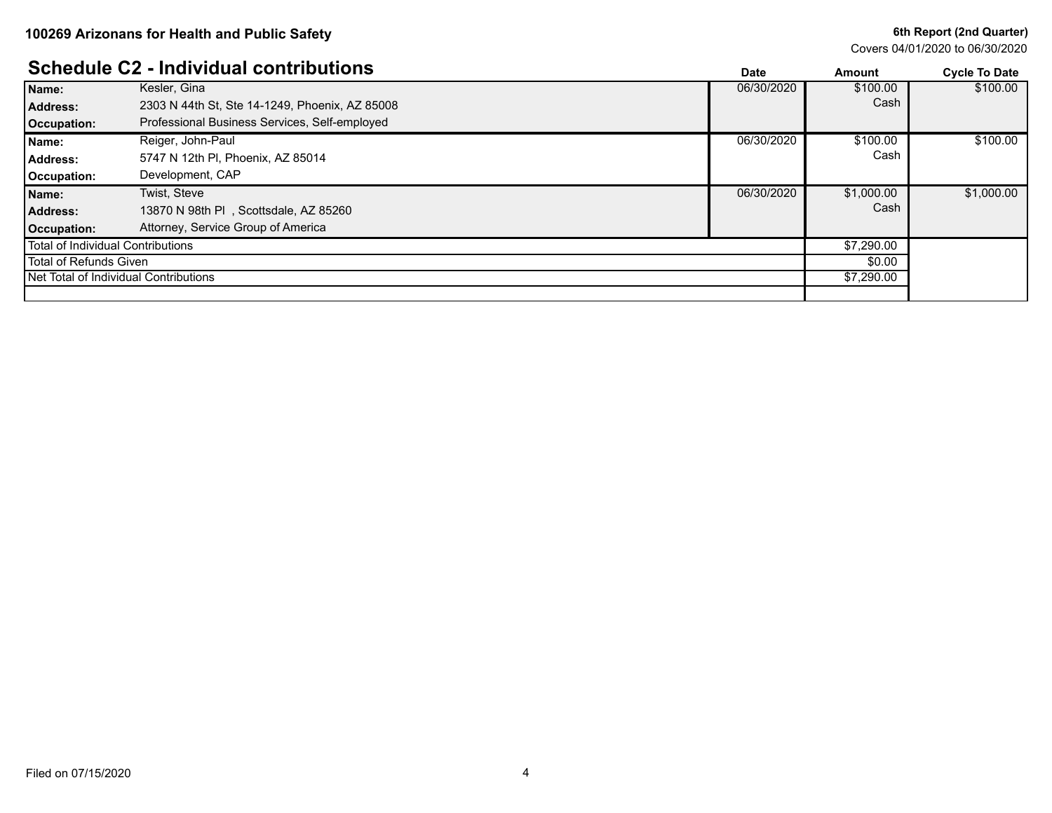## Schedule C2 - Individual contributions

| | | Date | Amount | Cycle To Date |
|---|---|---|---|---|
| **Name:** | Kesler, Gina | 06/30/2020 | $100.00 | $100.00 |
| **Address:** | 2303 N 44th St, Ste 14-1249, Phoenix, AZ 85008 | | Cash | |
| **Occupation:** | Professional Business Services, Self-employed | | | |
| **Name:** | Reiger, John-Paul | 06/30/2020 | $100.00 | $100.00 |
| **Address:** | 5747 N 12th Pl, Phoenix, AZ 85014 | | Cash | |
| **Occupation:** | Development, CAP | | | |
| **Name:** | Twist, Steve | 06/30/2020 | $1,000.00 | $1,000.00 |
| **Address:** | 13870 N 98th Pl , Scottsdale, AZ 85260 | | Cash | |
| **Occupation:** | Attorney, Service Group of America | | | |
| Total of Individual Contributions | | | $7,290.00 | |
| Total of Refunds Given | | | $0.00 | |
| Net Total of Individual Contributions | | | $7,290.00 | |

Filed on 07/15/2020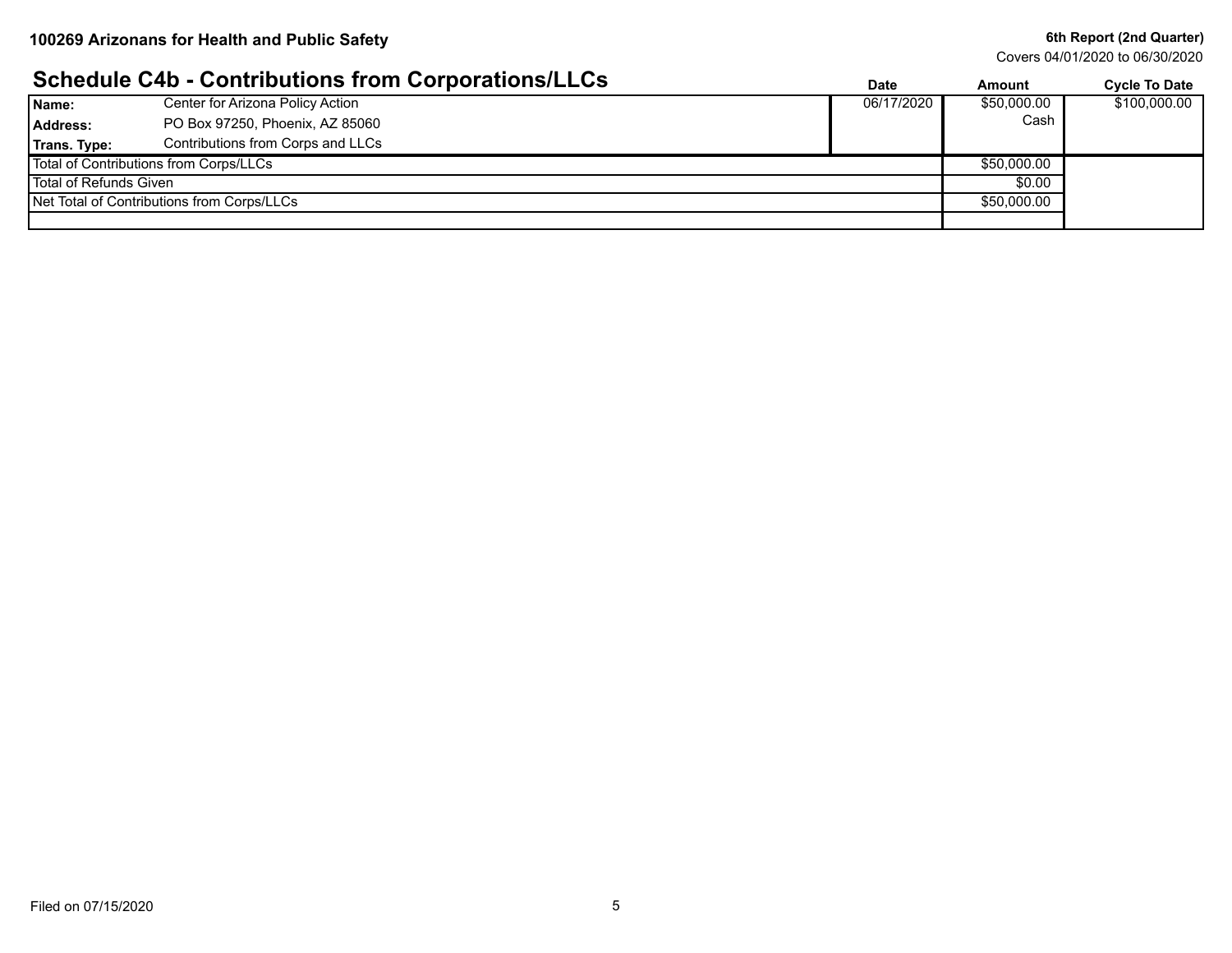**100269 Arizonans for Health and Public Safety**

**6th Report (2nd Quarter)**
Covers 04/01/2020 to 06/30/2020

## Schedule C4b - Contributions from Corporations/LLCs

| | | Date | Amount | Cycle To Date |
|---|---|---|---|---|
| **Name:** | Center for Arizona Policy Action | 06/17/2020 | $50,000.00 | $100,000.00 |
| **Address:** | PO Box 97250, Phoenix, AZ 85060 | | Cash | |
| **Trans. Type:** | Contributions from Corps and LLCs | | | |
| Total of Contributions from Corps/LLCs | | | $50,000.00 | |
| Total of Refunds Given | | | $0.00 | |
| Net Total of Contributions from Corps/LLCs | | | $50,000.00 | |

Filed on 07/15/2020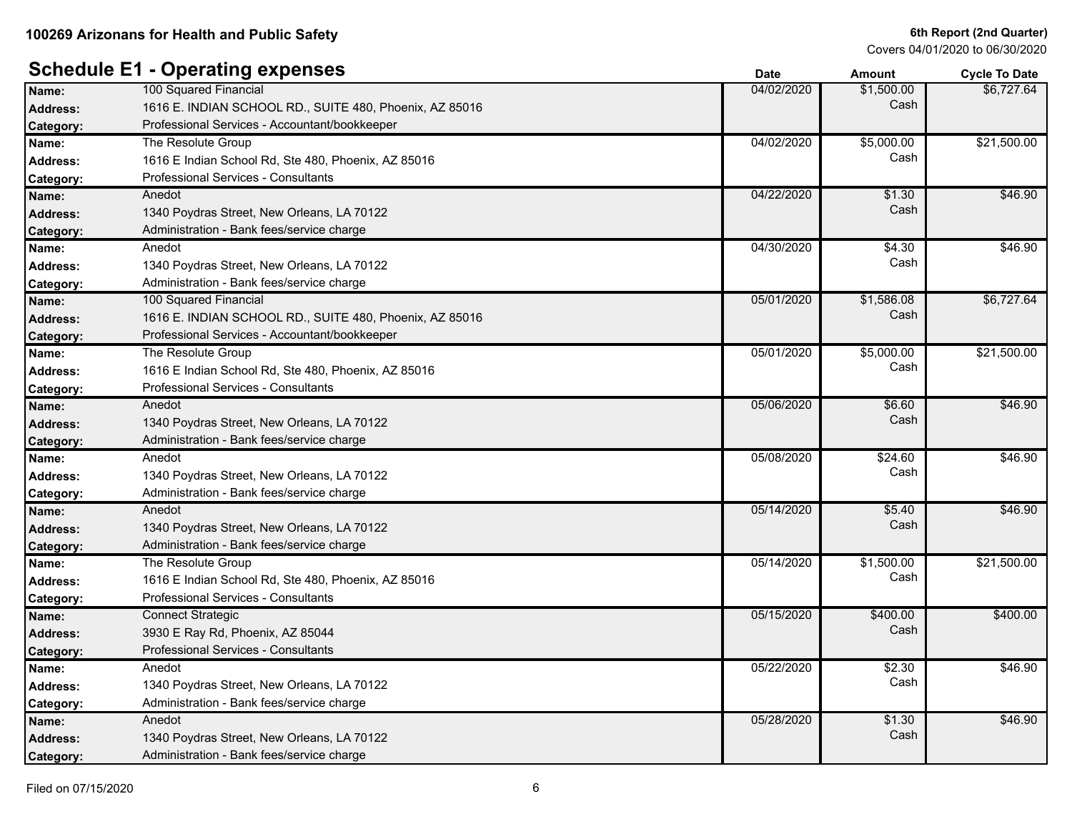**100269 Arizonans for Health and Public Safety**

**6th Report (2nd Quarter)**
Covers 04/01/2020 to 06/30/2020

## Schedule E1 - Operating expenses

| Name | Address | Category | Date | Amount | Cycle To Date |
|---|---|---|---|---|---|
| 100 Squared Financial | 1616 E. INDIAN SCHOOL RD., SUITE 480, Phoenix, AZ 85016 | Professional Services - Accountant/bookkeeper | 04/02/2020 | $1,500.00 Cash | $6,727.64 |
| The Resolute Group | 1616 E Indian School Rd, Ste 480, Phoenix, AZ 85016 | Professional Services - Consultants | 04/02/2020 | $5,000.00 Cash | $21,500.00 |
| Anedot | 1340 Poydras Street, New Orleans, LA 70122 | Administration - Bank fees/service charge | 04/22/2020 | $1.30 Cash | $46.90 |
| Anedot | 1340 Poydras Street, New Orleans, LA 70122 | Administration - Bank fees/service charge | 04/30/2020 | $4.30 Cash | $46.90 |
| 100 Squared Financial | 1616 E. INDIAN SCHOOL RD., SUITE 480, Phoenix, AZ 85016 | Professional Services - Accountant/bookkeeper | 05/01/2020 | $1,586.08 Cash | $6,727.64 |
| The Resolute Group | 1616 E Indian School Rd, Ste 480, Phoenix, AZ 85016 | Professional Services - Consultants | 05/01/2020 | $5,000.00 Cash | $21,500.00 |
| Anedot | 1340 Poydras Street, New Orleans, LA 70122 | Administration - Bank fees/service charge | 05/06/2020 | $6.60 Cash | $46.90 |
| Anedot | 1340 Poydras Street, New Orleans, LA 70122 | Administration - Bank fees/service charge | 05/08/2020 | $24.60 Cash | $46.90 |
| Anedot | 1340 Poydras Street, New Orleans, LA 70122 | Administration - Bank fees/service charge | 05/14/2020 | $5.40 Cash | $46.90 |
| The Resolute Group | 1616 E Indian School Rd, Ste 480, Phoenix, AZ 85016 | Professional Services - Consultants | 05/14/2020 | $1,500.00 Cash | $21,500.00 |
| Connect Strategic | 3930 E Ray Rd, Phoenix, AZ 85044 | Professional Services - Consultants | 05/15/2020 | $400.00 Cash | $400.00 |
| Anedot | 1340 Poydras Street, New Orleans, LA 70122 | Administration - Bank fees/service charge | 05/22/2020 | $2.30 Cash | $46.90 |
| Anedot | 1340 Poydras Street, New Orleans, LA 70122 | Administration - Bank fees/service charge | 05/28/2020 | $1.30 Cash | $46.90 |

Filed on 07/15/2020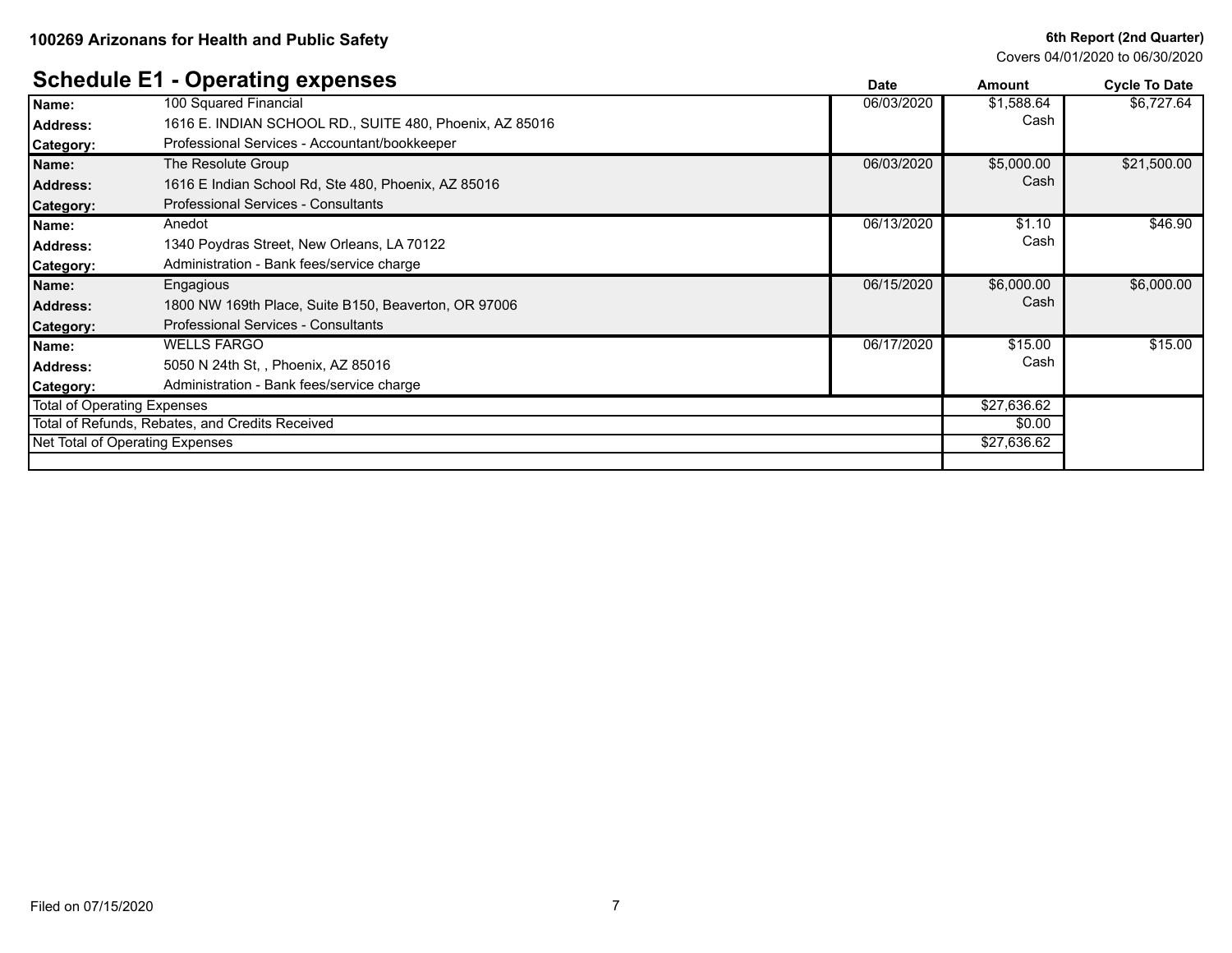**100269 Arizonans for Health and Public Safety**

**6th Report (2nd Quarter)**
Covers 04/01/2020 to 06/30/2020

## Schedule E1 - Operating expenses

| | | Date | Amount | Cycle To Date |
|---|---|---|---|---|
| **Name:** | 100 Squared Financial | 06/03/2020 | $1,588.64 | $6,727.64 |
| **Address:** | 1616 E. INDIAN SCHOOL RD., SUITE 480, Phoenix, AZ 85016 | | Cash | |
| **Category:** | Professional Services - Accountant/bookkeeper | | | |
| **Name:** | The Resolute Group | 06/03/2020 | $5,000.00 | $21,500.00 |
| **Address:** | 1616 E Indian School Rd, Ste 480, Phoenix, AZ 85016 | | Cash | |
| **Category:** | Professional Services - Consultants | | | |
| **Name:** | Anedot | 06/13/2020 | $1.10 | $46.90 |
| **Address:** | 1340 Poydras Street, New Orleans, LA 70122 | | Cash | |
| **Category:** | Administration - Bank fees/service charge | | | |
| **Name:** | Engagious | 06/15/2020 | $6,000.00 | $6,000.00 |
| **Address:** | 1800 NW 169th Place, Suite B150, Beaverton, OR 97006 | | Cash | |
| **Category:** | Professional Services - Consultants | | | |
| **Name:** | WELLS FARGO | 06/17/2020 | $15.00 | $15.00 |
| **Address:** | 5050 N 24th St, , Phoenix, AZ 85016 | | Cash | |
| **Category:** | Administration - Bank fees/service charge | | | |
| Total of Operating Expenses | | | $27,636.62 | |
| Total of Refunds, Rebates, and Credits Received | | | $0.00 | |
| Net Total of Operating Expenses | | | $27,636.62 | |

Filed on 07/15/2020